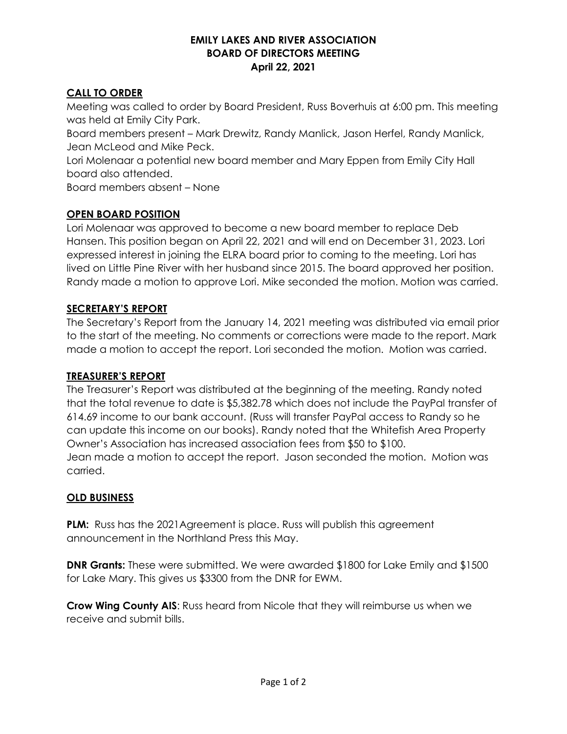**EMILY LAKES AND RIVER ASSOCIATION**
**BOARD OF DIRECTORS MEETING**
**April 22, 2021**

## CALL TO ORDER

Meeting was called to order by Board President, Russ Boverhuis at 6:00 pm. This meeting was held at Emily City Park.

Board members present – Mark Drewitz, Randy Manlick, Jason Herfel, Randy Manlick, Jean McLeod and Mike Peck.

Lori Molenaar a potential new board member and Mary Eppen from Emily City Hall board also attended.

Board members absent – None

## OPEN BOARD POSITION

Lori Molenaar was approved to become a new board member to replace Deb Hansen. This position began on April 22, 2021 and will end on December 31, 2023. Lori expressed interest in joining the ELRA board prior to coming to the meeting. Lori has lived on Little Pine River with her husband since 2015. The board approved her position. Randy made a motion to approve Lori. Mike seconded the motion. Motion was carried.

## SECRETARY'S REPORT

The Secretary's Report from the January 14, 2021 meeting was distributed via email prior to the start of the meeting. No comments or corrections were made to the report. Mark made a motion to accept the report. Lori seconded the motion. Motion was carried.

## TREASURER'S REPORT

The Treasurer's Report was distributed at the beginning of the meeting. Randy noted that the total revenue to date is $5,382.78 which does not include the PayPal transfer of 614.69 income to our bank account. (Russ will transfer PayPal access to Randy so he can update this income on our books). Randy noted that the Whitefish Area Property Owner's Association has increased association fees from $50 to $100.

Jean made a motion to accept the report. Jason seconded the motion. Motion was carried.

## OLD BUSINESS

**PLM:** Russ has the 2021Agreement is place. Russ will publish this agreement announcement in the Northland Press this May.

**DNR Grants:** These were submitted. We were awarded $1800 for Lake Emily and $1500 for Lake Mary. This gives us $3300 from the DNR for EWM.

**Crow Wing County AIS**: Russ heard from Nicole that they will reimburse us when we receive and submit bills.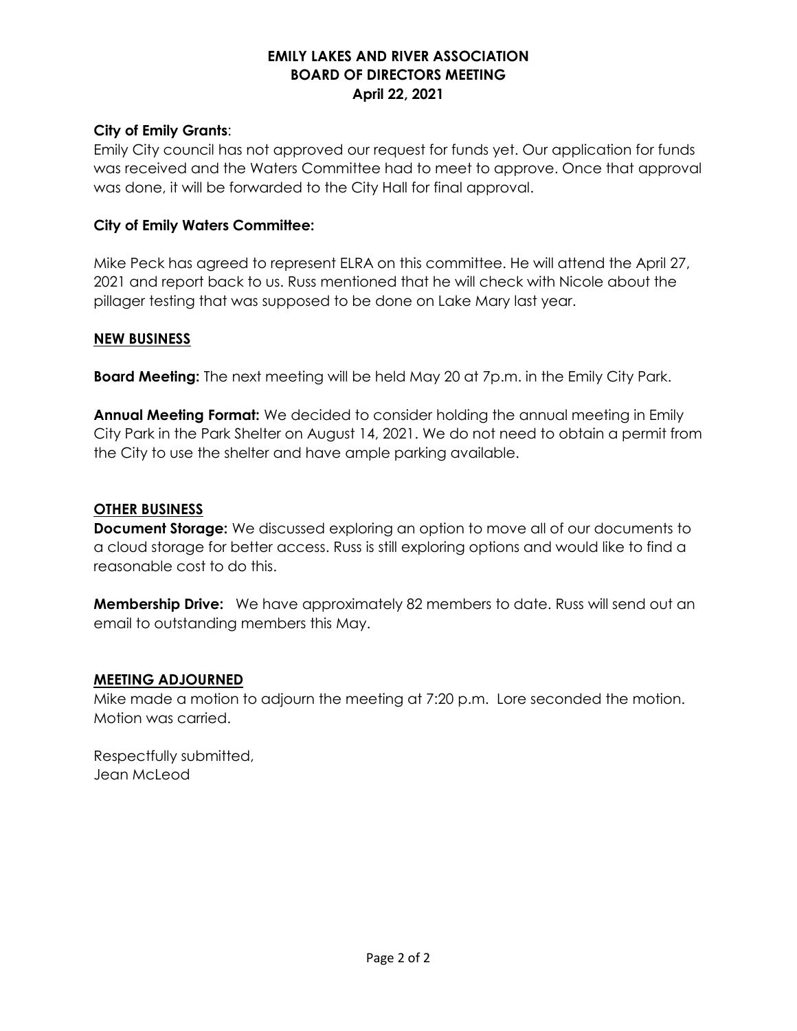**EMILY LAKES AND RIVER ASSOCIATION**
**BOARD OF DIRECTORS MEETING**
**April 22, 2021**

**City of Emily Grants**:
Emily City council has not approved our request for funds yet. Our application for funds was received and the Waters Committee had to meet to approve. Once that approval was done, it will be forwarded to the City Hall for final approval.

**City of Emily Waters Committee:**

Mike Peck has agreed to represent ELRA on this committee. He will attend the April 27, 2021 and report back to us. Russ mentioned that he will check with Nicole about the pillager testing that was supposed to be done on Lake Mary last year.

## NEW BUSINESS

**Board Meeting:** The next meeting will be held May 20 at 7p.m. in the Emily City Park.

**Annual Meeting Format:** We decided to consider holding the annual meeting in Emily City Park in the Park Shelter on August 14, 2021. We do not need to obtain a permit from the City to use the shelter and have ample parking available.

## OTHER BUSINESS

**Document Storage:** We discussed exploring an option to move all of our documents to a cloud storage for better access. Russ is still exploring options and would like to find a reasonable cost to do this.

**Membership Drive:** We have approximately 82 members to date. Russ will send out an email to outstanding members this May.

## MEETING ADJOURNED

Mike made a motion to adjourn the meeting at 7:20 p.m. Lore seconded the motion. Motion was carried.

Respectfully submitted,
Jean McLeod